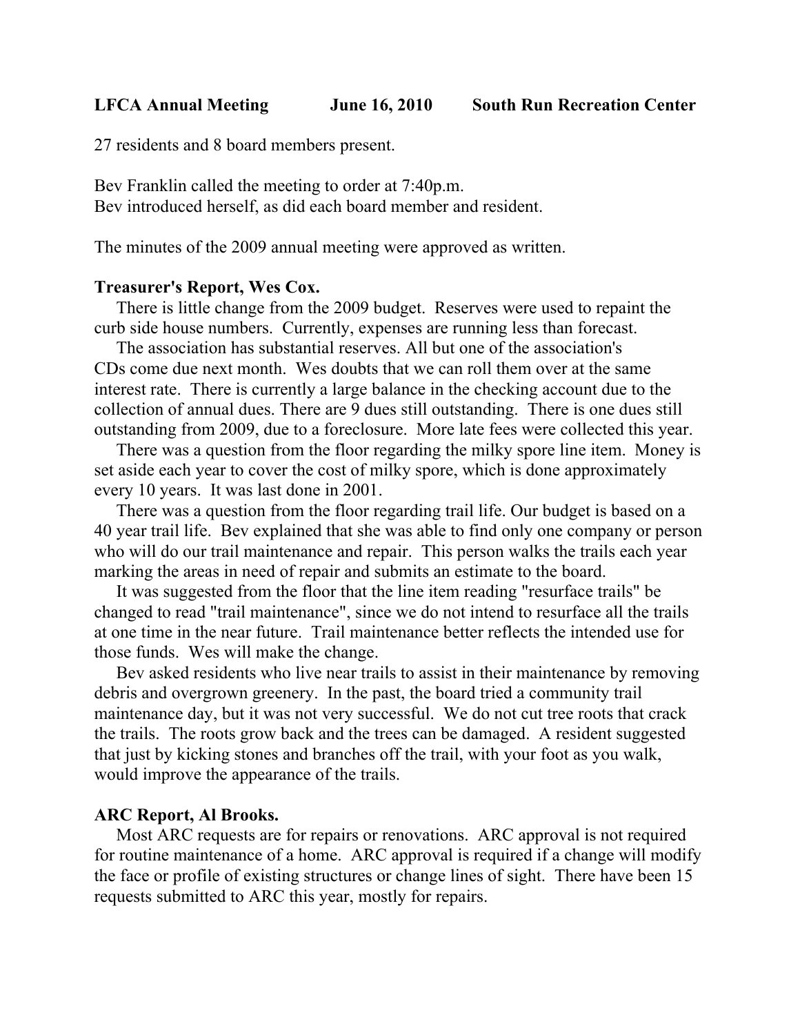**LFCA Annual Meeting June 16, 2010 South Run Recreation Center**

27 residents and 8 board members present.

Bev Franklin called the meeting to order at 7:40p.m.
Bev introduced herself, as did each board member and resident.

The minutes of the 2009 annual meeting were approved as written.

**Treasurer's Report, Wes Cox.**

There is little change from the 2009 budget. Reserves were used to repaint the curb side house numbers. Currently, expenses are running less than forecast.

The association has substantial reserves. All but one of the association's CDs come due next month. Wes doubts that we can roll them over at the same interest rate. There is currently a large balance in the checking account due to the collection of annual dues. There are 9 dues still outstanding. There is one dues still outstanding from 2009, due to a foreclosure. More late fees were collected this year.

There was a question from the floor regarding the milky spore line item. Money is set aside each year to cover the cost of milky spore, which is done approximately every 10 years. It was last done in 2001.

There was a question from the floor regarding trail life. Our budget is based on a 40 year trail life. Bev explained that she was able to find only one company or person who will do our trail maintenance and repair. This person walks the trails each year marking the areas in need of repair and submits an estimate to the board.

It was suggested from the floor that the line item reading "resurface trails" be changed to read "trail maintenance", since we do not intend to resurface all the trails at one time in the near future. Trail maintenance better reflects the intended use for those funds. Wes will make the change.

Bev asked residents who live near trails to assist in their maintenance by removing debris and overgrown greenery. In the past, the board tried a community trail maintenance day, but it was not very successful. We do not cut tree roots that crack the trails. The roots grow back and the trees can be damaged. A resident suggested that just by kicking stones and branches off the trail, with your foot as you walk, would improve the appearance of the trails.

**ARC Report, Al Brooks.**

Most ARC requests are for repairs or renovations. ARC approval is not required for routine maintenance of a home. ARC approval is required if a change will modify the face or profile of existing structures or change lines of sight. There have been 15 requests submitted to ARC this year, mostly for repairs.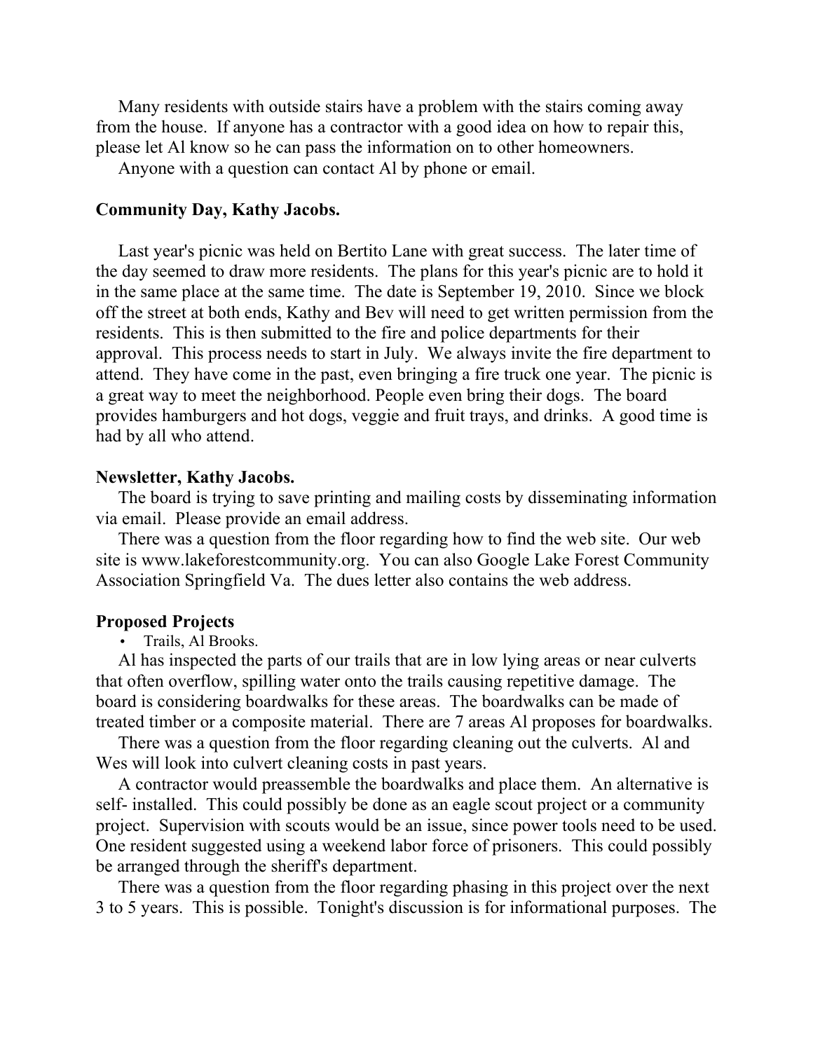Many residents with outside stairs have a problem with the stairs coming away from the house. If anyone has a contractor with a good idea on how to repair this, please let Al know so he can pass the information on to other homeowners.

Anyone with a question can contact Al by phone or email.

**Community Day, Kathy Jacobs.**

Last year's picnic was held on Bertito Lane with great success. The later time of the day seemed to draw more residents. The plans for this year's picnic are to hold it in the same place at the same time. The date is September 19, 2010. Since we block off the street at both ends, Kathy and Bev will need to get written permission from the residents. This is then submitted to the fire and police departments for their approval. This process needs to start in July. We always invite the fire department to attend. They have come in the past, even bringing a fire truck one year. The picnic is a great way to meet the neighborhood. People even bring their dogs. The board provides hamburgers and hot dogs, veggie and fruit trays, and drinks. A good time is had by all who attend.

**Newsletter, Kathy Jacobs.**

The board is trying to save printing and mailing costs by disseminating information via email. Please provide an email address.

There was a question from the floor regarding how to find the web site. Our web site is www.lakeforestcommunity.org. You can also Google Lake Forest Community Association Springfield Va. The dues letter also contains the web address.

**Proposed Projects**

- Trails, Al Brooks.

Al has inspected the parts of our trails that are in low lying areas or near culverts that often overflow, spilling water onto the trails causing repetitive damage. The board is considering boardwalks for these areas. The boardwalks can be made of treated timber or a composite material. There are 7 areas Al proposes for boardwalks.

There was a question from the floor regarding cleaning out the culverts. Al and Wes will look into culvert cleaning costs in past years.

A contractor would preassemble the boardwalks and place them. An alternative is self- installed. This could possibly be done as an eagle scout project or a community project. Supervision with scouts would be an issue, since power tools need to be used. One resident suggested using a weekend labor force of prisoners. This could possibly be arranged through the sheriff's department.

There was a question from the floor regarding phasing in this project over the next 3 to 5 years. This is possible. Tonight's discussion is for informational purposes. The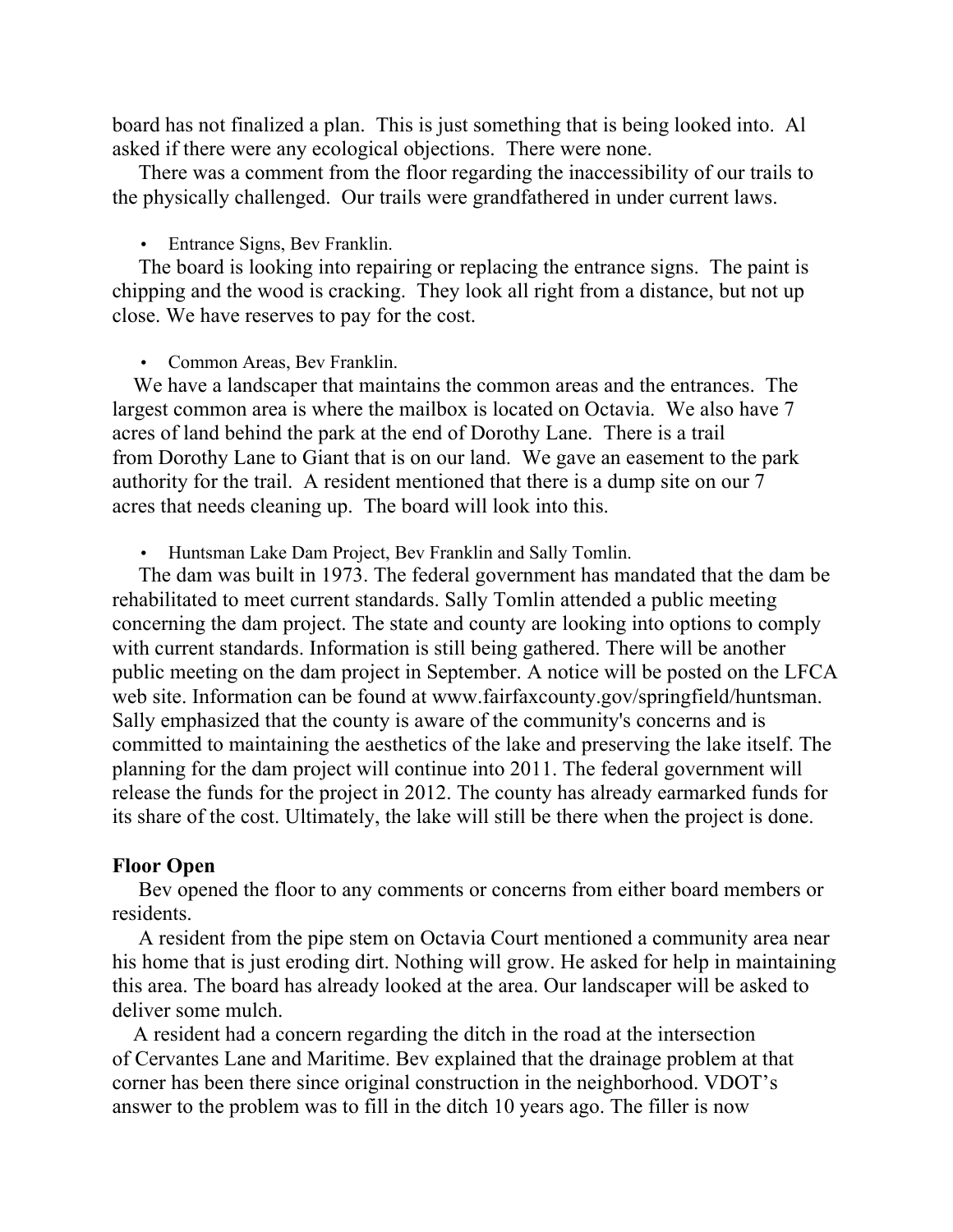board has not finalized a plan. This is just something that is being looked into. Al asked if there were any ecological objections. There were none.

There was a comment from the floor regarding the inaccessibility of our trails to the physically challenged. Our trails were grandfathered in under current laws.

- Entrance Signs, Bev Franklin.

The board is looking into repairing or replacing the entrance signs. The paint is chipping and the wood is cracking. They look all right from a distance, but not up close. We have reserves to pay for the cost.

- Common Areas, Bev Franklin.

We have a landscaper that maintains the common areas and the entrances. The largest common area is where the mailbox is located on Octavia. We also have 7 acres of land behind the park at the end of Dorothy Lane. There is a trail from Dorothy Lane to Giant that is on our land. We gave an easement to the park authority for the trail. A resident mentioned that there is a dump site on our 7 acres that needs cleaning up. The board will look into this.

- Huntsman Lake Dam Project, Bev Franklin and Sally Tomlin.

The dam was built in 1973. The federal government has mandated that the dam be rehabilitated to meet current standards. Sally Tomlin attended a public meeting concerning the dam project. The state and county are looking into options to comply with current standards. Information is still being gathered. There will be another public meeting on the dam project in September. A notice will be posted on the LFCA web site. Information can be found at www.fairfaxcounty.gov/springfield/huntsman. Sally emphasized that the county is aware of the community's concerns and is committed to maintaining the aesthetics of the lake and preserving the lake itself. The planning for the dam project will continue into 2011. The federal government will release the funds for the project in 2012. The county has already earmarked funds for its share of the cost. Ultimately, the lake will still be there when the project is done.

**Floor Open**

Bev opened the floor to any comments or concerns from either board members or residents.

A resident from the pipe stem on Octavia Court mentioned a community area near his home that is just eroding dirt. Nothing will grow. He asked for help in maintaining this area. The board has already looked at the area. Our landscaper will be asked to deliver some mulch.

A resident had a concern regarding the ditch in the road at the intersection of Cervantes Lane and Maritime. Bev explained that the drainage problem at that corner has been there since original construction in the neighborhood. VDOT's answer to the problem was to fill in the ditch 10 years ago. The filler is now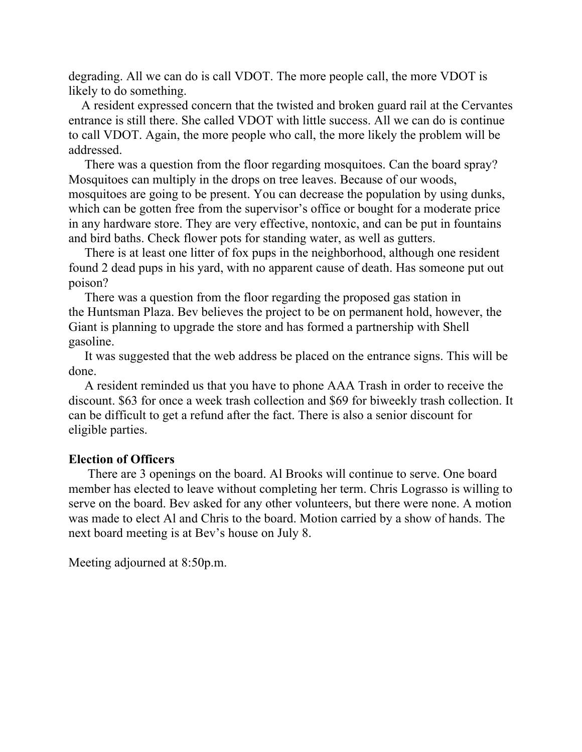degrading. All we can do is call VDOT. The more people call, the more VDOT is likely to do something.

A resident expressed concern that the twisted and broken guard rail at the Cervantes entrance is still there. She called VDOT with little success. All we can do is continue to call VDOT. Again, the more people who call, the more likely the problem will be addressed.

There was a question from the floor regarding mosquitoes. Can the board spray? Mosquitoes can multiply in the drops on tree leaves. Because of our woods, mosquitoes are going to be present. You can decrease the population by using dunks, which can be gotten free from the supervisor's office or bought for a moderate price in any hardware store. They are very effective, nontoxic, and can be put in fountains and bird baths. Check flower pots for standing water, as well as gutters.

There is at least one litter of fox pups in the neighborhood, although one resident found 2 dead pups in his yard, with no apparent cause of death. Has someone put out poison?

There was a question from the floor regarding the proposed gas station in the Huntsman Plaza. Bev believes the project to be on permanent hold, however, the Giant is planning to upgrade the store and has formed a partnership with Shell gasoline.

It was suggested that the web address be placed on the entrance signs. This will be done.

A resident reminded us that you have to phone AAA Trash in order to receive the discount. $63 for once a week trash collection and $69 for biweekly trash collection. It can be difficult to get a refund after the fact. There is also a senior discount for eligible parties.

**Election of Officers**

There are 3 openings on the board. Al Brooks will continue to serve. One board member has elected to leave without completing her term. Chris Lograsso is willing to serve on the board. Bev asked for any other volunteers, but there were none. A motion was made to elect Al and Chris to the board. Motion carried by a show of hands. The next board meeting is at Bev's house on July 8.

Meeting adjourned at 8:50p.m.